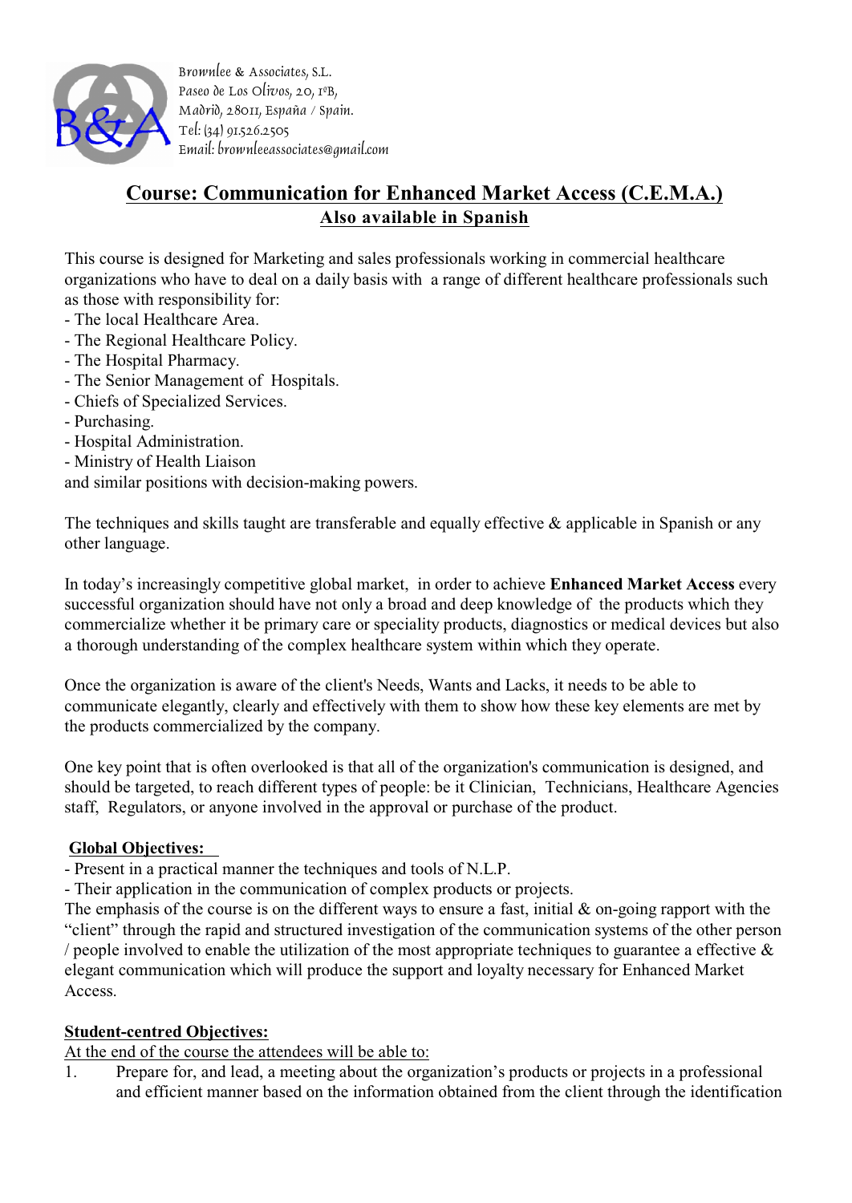Brownlee & Associates, S.L.
Paseo de Los Olivos, 20, 1ºB,
Madrid, 28011, España / Spain.
Tel: (34) 91.526.2505
Email: brownleeassociates@gmail.com

# Course: Communication for Enhanced Market Access (C.E.M.A.)

## Also available in Spanish

This course is designed for Marketing and sales professionals working in commercial healthcare organizations who have to deal on a daily basis with a range of different healthcare professionals such as those with responsibility for:

- The local Healthcare Area.
- The Regional Healthcare Policy.
- The Hospital Pharmacy.
- The Senior Management of Hospitals.
- Chiefs of Specialized Services.
- Purchasing.
- Hospital Administration.
- Ministry of Health Liaison

and similar positions with decision-making powers.

The techniques and skills taught are transferable and equally effective & applicable in Spanish or any other language.

In today's increasingly competitive global market, in order to achieve **Enhanced Market Access** every successful organization should have not only a broad and deep knowledge of the products which they commercialize whether it be primary care or speciality products, diagnostics or medical devices but also a thorough understanding of the complex healthcare system within which they operate.

Once the organization is aware of the client's Needs, Wants and Lacks, it needs to be able to communicate elegantly, clearly and effectively with them to show how these key elements are met by the products commercialized by the company.

One key point that is often overlooked is that all of the organization's communication is designed, and should be targeted, to reach different types of people: be it Clinician, Technicians, Healthcare Agencies staff, Regulators, or anyone involved in the approval or purchase of the product.

**Global Objectives:**

- Present in a practical manner the techniques and tools of N.L.P.
- Their application in the communication of complex products or projects.

The emphasis of the course is on the different ways to ensure a fast, initial & on-going rapport with the "client" through the rapid and structured investigation of the communication systems of the other person / people involved to enable the utilization of the most appropriate techniques to guarantee a effective & elegant communication which will produce the support and loyalty necessary for Enhanced Market Access.

**Student-centred Objectives:**

At the end of the course the attendees will be able to:

1. Prepare for, and lead, a meeting about the organization's products or projects in a professional and efficient manner based on the information obtained from the client through the identification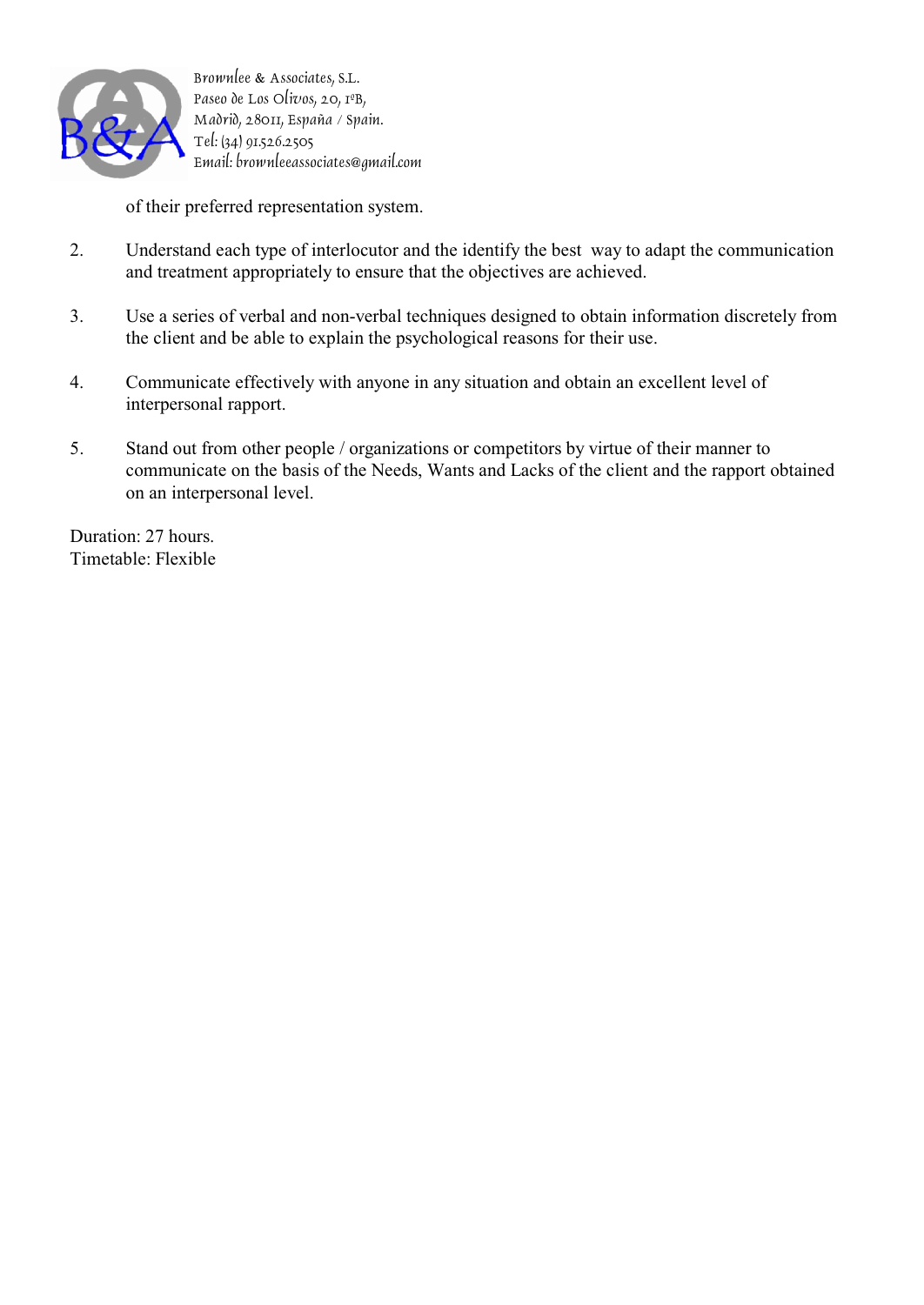Brownlee & Associates, S.L.
Paseo de Los Olivos, 20, 1ºB,
Madrid, 28011, España / Spain.
Tel: (34) 91.526.2505
Email: brownleeassociates@gmail.com

of their preferred representation system.

2. Understand each type of interlocutor and the identify the best way to adapt the communication and treatment appropriately to ensure that the objectives are achieved.

3. Use a series of verbal and non-verbal techniques designed to obtain information discretely from the client and be able to explain the psychological reasons for their use.

4. Communicate effectively with anyone in any situation and obtain an excellent level of interpersonal rapport.

5. Stand out from other people / organizations or competitors by virtue of their manner to communicate on the basis of the Needs, Wants and Lacks of the client and the rapport obtained on an interpersonal level.

Duration: 27 hours.
Timetable: Flexible